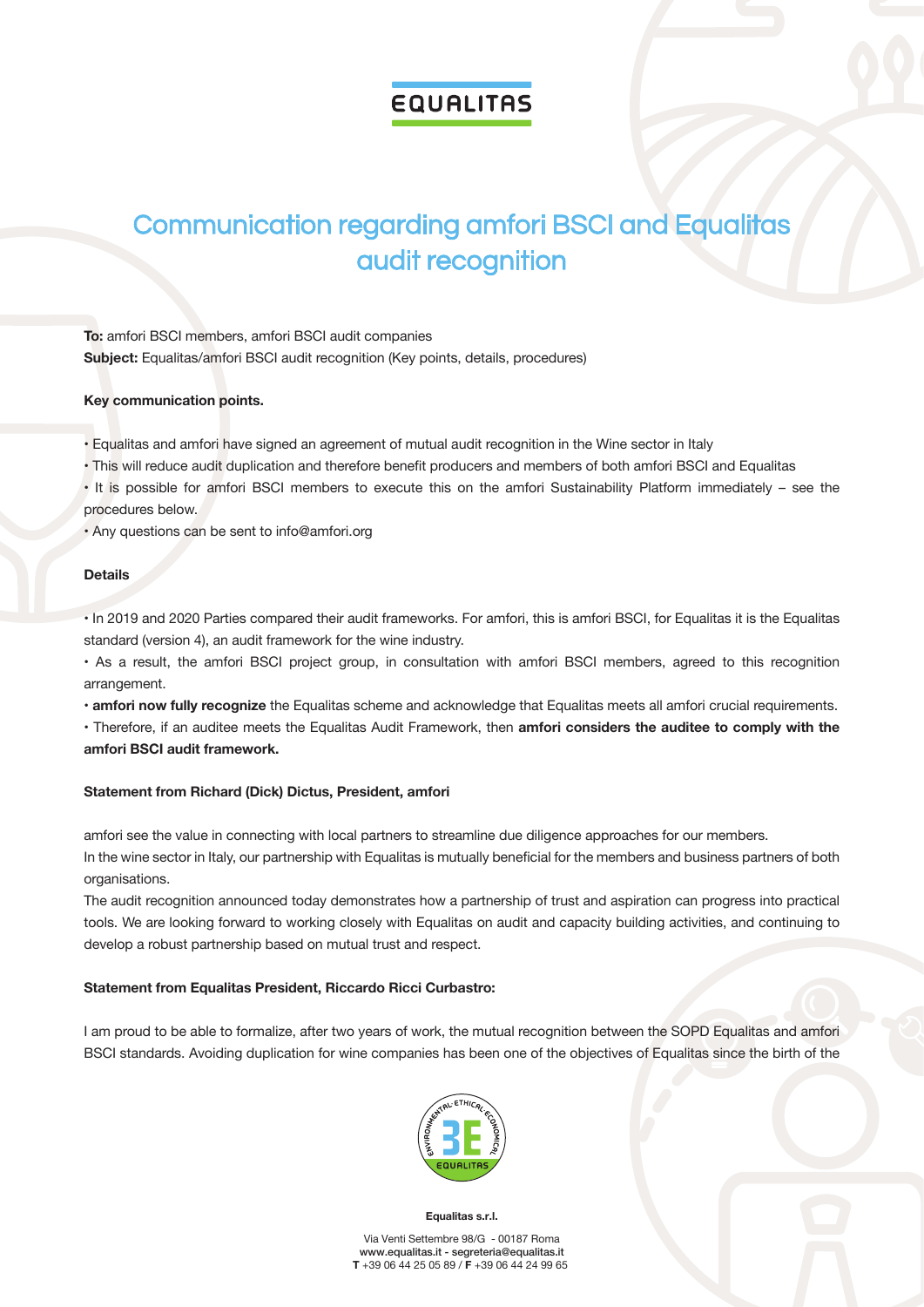# Communication regarding amfori BSCI and Equalitas audit recognition

**To:** amfori BSCI members, amfori BSCI audit companies
**Subject:** Equalitas/amfori BSCI audit recognition (Key points, details, procedures)

**Key communication points.**

- Equalitas and amfori have signed an agreement of mutual audit recognition in the Wine sector in Italy
- This will reduce audit duplication and therefore benefit producers and members of both amfori BSCI and Equalitas
- It is possible for amfori BSCI members to execute this on the amfori Sustainability Platform immediately – see the procedures below.
- Any questions can be sent to info@amfori.org

**Details**

- In 2019 and 2020 Parties compared their audit frameworks. For amfori, this is amfori BSCI, for Equalitas it is the Equalitas standard (version 4), an audit framework for the wine industry.
- As a result, the amfori BSCI project group, in consultation with amfori BSCI members, agreed to this recognition arrangement.
- **amfori now fully recognize** the Equalitas scheme and acknowledge that Equalitas meets all amfori crucial requirements.
- Therefore, if an auditee meets the Equalitas Audit Framework, then **amfori considers the auditee to comply with the amfori BSCI audit framework.**

**Statement from Richard (Dick) Dictus, President, amfori**

amfori see the value in connecting with local partners to streamline due diligence approaches for our members.
In the wine sector in Italy, our partnership with Equalitas is mutually beneficial for the members and business partners of both organisations.
The audit recognition announced today demonstrates how a partnership of trust and aspiration can progress into practical tools. We are looking forward to working closely with Equalitas on audit and capacity building activities, and continuing to develop a robust partnership based on mutual trust and respect.

**Statement from Equalitas President, Riccardo Ricci Curbastro:**

I am proud to be able to formalize, after two years of work, the mutual recognition between the SOPD Equalitas and amfori BSCI standards. Avoiding duplication for wine companies has been one of the objectives of Equalitas since the birth of the

**Equalitas s.r.l.**

Via Venti Settembre 98/G - 00187 Roma
www.equalitas.it - segreteria@equalitas.it
**T** +39 06 44 25 05 89 / **F** +39 06 44 24 99 65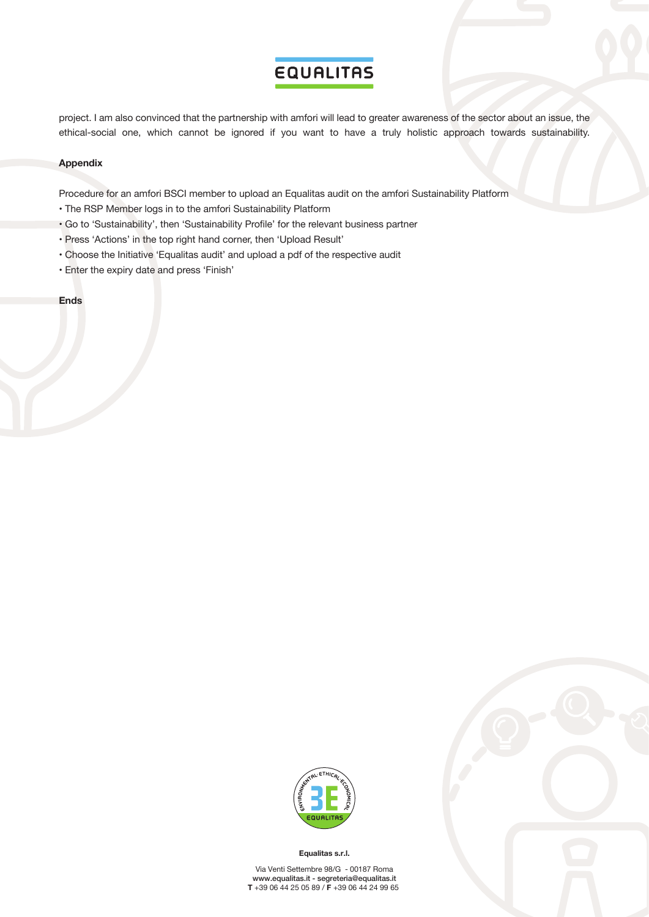project. I am also convinced that the partnership with amfori will lead to greater awareness of the sector about an issue, the ethical-social one, which cannot be ignored if you want to have a truly holistic approach towards sustainability.

**Appendix**

Procedure for an amfori BSCI member to upload an Equalitas audit on the amfori Sustainability Platform

- The RSP Member logs in to the amfori Sustainability Platform
- Go to 'Sustainability', then 'Sustainability Profile' for the relevant business partner
- Press 'Actions' in the top right hand corner, then 'Upload Result'
- Choose the Initiative 'Equalitas audit' and upload a pdf of the respective audit
- Enter the expiry date and press 'Finish'

**Ends**

**Equalitas s.r.l.**

Via Venti Settembre 98/G - 00187 Roma
www.equalitas.it - segreteria@equalitas.it
**T** +39 06 44 25 05 89 / **F** +39 06 44 24 99 65